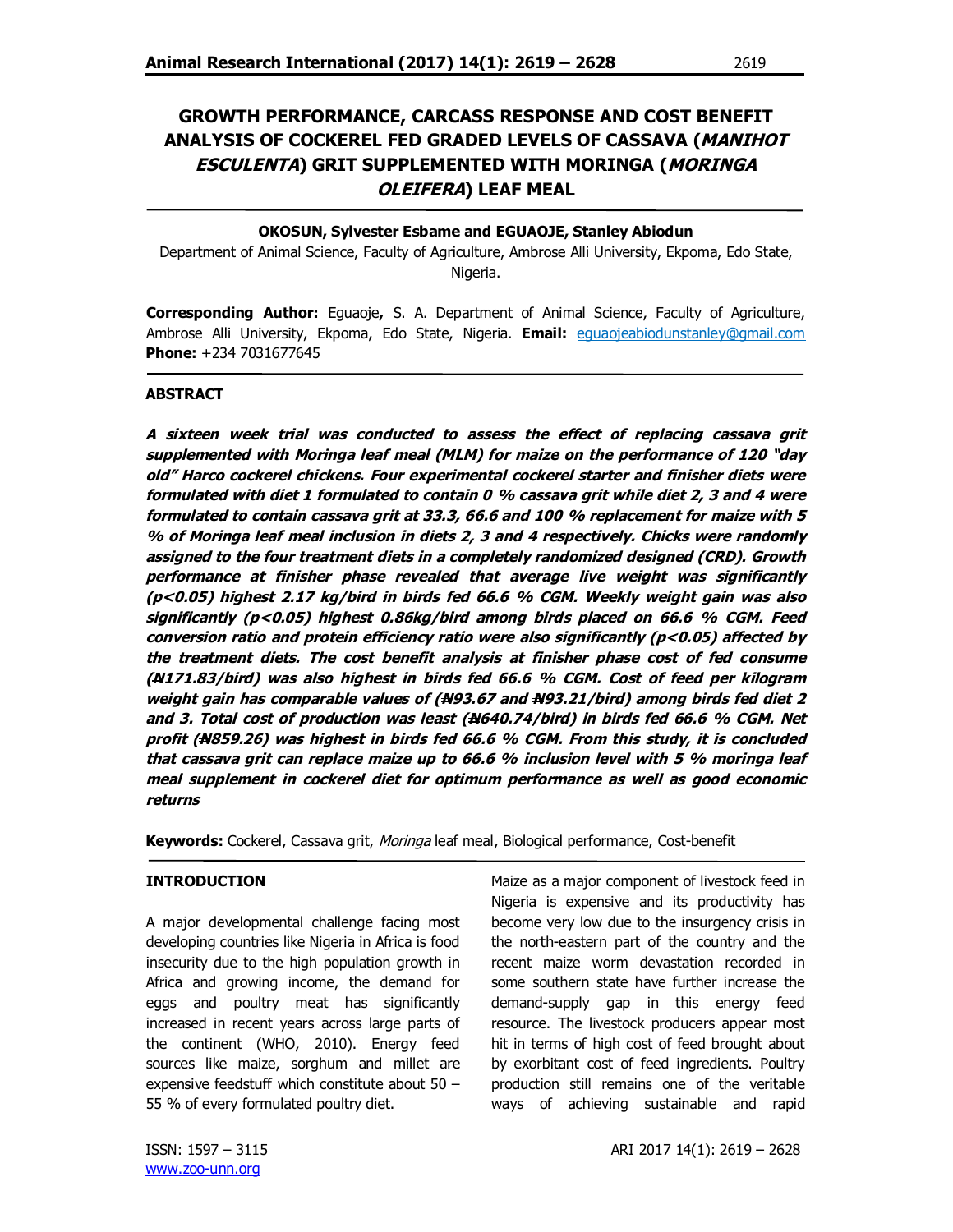# GROWTH PERFORMANCE, CARCASS RESPONSE AND COST BENEFIT ANALYSIS OF COCKEREL FED GRADED LEVELS OF CASSAVA (*MANIHOT ESCULENTA*) GRIT SUPPLEMENTED WITH MORINGA (*MORINGA OLEIFERA*) LEAF MEAL

**OKOSUN, Sylvester Esbame and EGUAOJE, Stanley Abiodun**

Department of Animal Science, Faculty of Agriculture, Ambrose Alli University, Ekpoma, Edo State, Nigeria.

**Corresponding Author:** Eguaoje**,** S. A. Department of Animal Science, Faculty of Agriculture, Ambrose Alli University, Ekpoma, Edo State, Nigeria. **Email:** eguaojeabiodunstanley@gmail.com **Phone:** +234 7031677645

## ABSTRACT

***A sixteen week trial was conducted to assess the effect of replacing cassava grit supplemented with Moringa leaf meal (MLM) for maize on the performance of 120 "day old" Harco cockerel chickens. Four experimental cockerel starter and finisher diets were formulated with diet 1 formulated to contain 0 % cassava grit while diet 2, 3 and 4 were formulated to contain cassava grit at 33.3, 66.6 and 100 % replacement for maize with 5 % of Moringa leaf meal inclusion in diets 2, 3 and 4 respectively. Chicks were randomly assigned to the four treatment diets in a completely randomized designed (CRD). Growth performance at finisher phase revealed that average live weight was significantly (p<0.05) highest 2.17 kg/bird in birds fed 66.6 % CGM. Weekly weight gain was also significantly (p<0.05) highest 0.86kg/bird among birds placed on 66.6 % CGM. Feed conversion ratio and protein efficiency ratio were also significantly (p<0.05) affected by the treatment diets. The cost benefit analysis at finisher phase cost of fed consume (₦171.83/bird) was also highest in birds fed 66.6 % CGM. Cost of feed per kilogram weight gain has comparable values of (₦93.67 and ₦93.21/bird) among birds fed diet 2 and 3. Total cost of production was least (₦640.74/bird) in birds fed 66.6 % CGM. Net profit (₦859.26) was highest in birds fed 66.6 % CGM. From this study, it is concluded that cassava grit can replace maize up to 66.6 % inclusion level with 5 % moringa leaf meal supplement in cockerel diet for optimum performance as well as good economic returns***

**Keywords:** Cockerel, Cassava grit, *Moringa* leaf meal, Biological performance, Cost-benefit

## INTRODUCTION

A major developmental challenge facing most developing countries like Nigeria in Africa is food insecurity due to the high population growth in Africa and growing income, the demand for eggs and poultry meat has significantly increased in recent years across large parts of the continent (WHO, 2010). Energy feed sources like maize, sorghum and millet are expensive feedstuff which constitute about 50 – 55 % of every formulated poultry diet.

Maize as a major component of livestock feed in Nigeria is expensive and its productivity has become very low due to the insurgency crisis in the north-eastern part of the country and the recent maize worm devastation recorded in some southern state have further increase the demand-supply gap in this energy feed resource. The livestock producers appear most hit in terms of high cost of feed brought about by exorbitant cost of feed ingredients. Poultry production still remains one of the veritable ways of achieving sustainable and rapid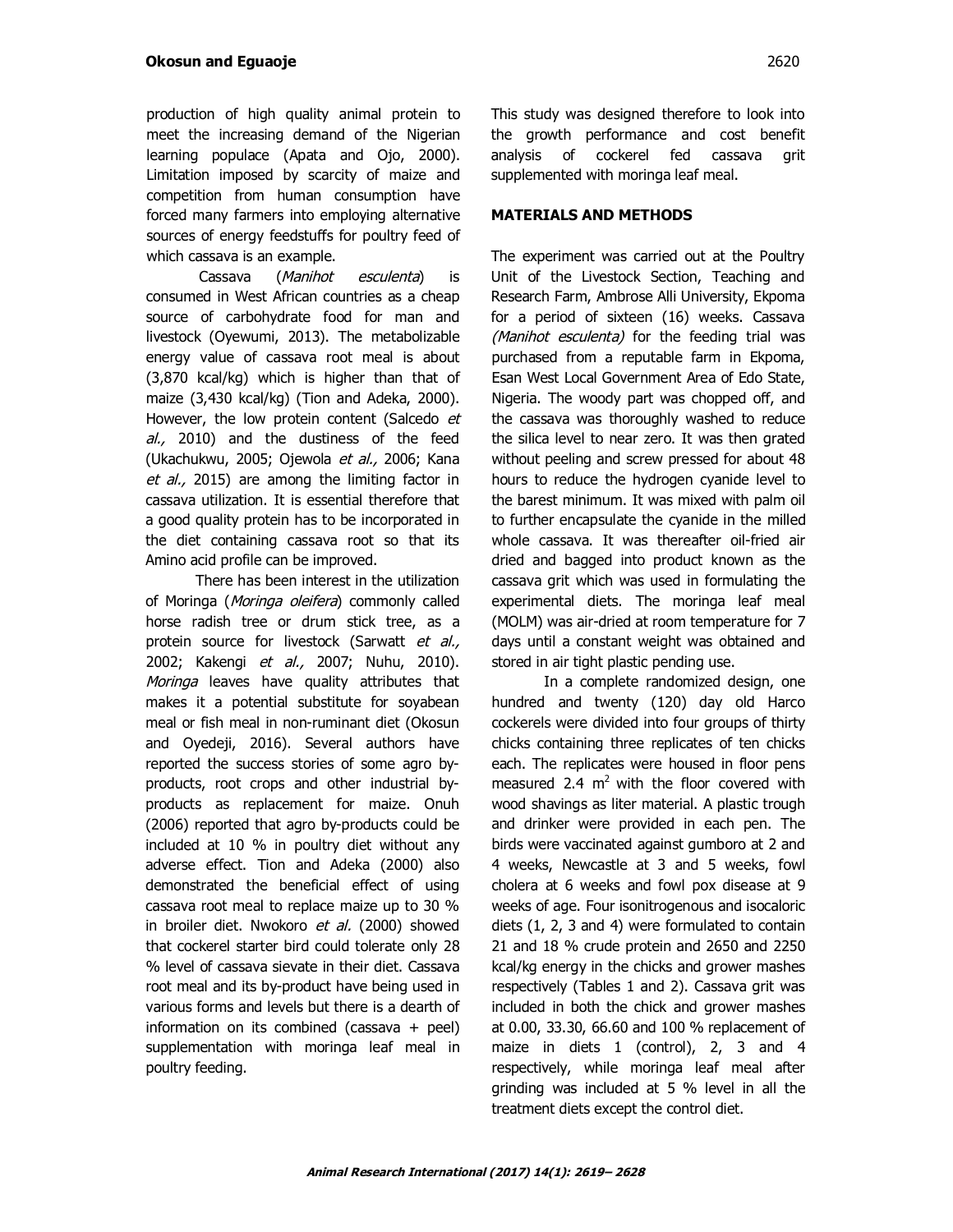production of high quality animal protein to meet the increasing demand of the Nigerian learning populace (Apata and Ojo, 2000). Limitation imposed by scarcity of maize and competition from human consumption have forced many farmers into employing alternative sources of energy feedstuffs for poultry feed of which cassava is an example.

Cassava (*Manihot esculenta*) is consumed in West African countries as a cheap source of carbohydrate food for man and livestock (Oyewumi, 2013). The metabolizable energy value of cassava root meal is about (3,870 kcal/kg) which is higher than that of maize (3,430 kcal/kg) (Tion and Adeka, 2000). However, the low protein content (Salcedo *et al.,* 2010) and the dustiness of the feed (Ukachukwu, 2005; Ojewola *et al.,* 2006; Kana *et al.,* 2015) are among the limiting factor in cassava utilization. It is essential therefore that a good quality protein has to be incorporated in the diet containing cassava root so that its Amino acid profile can be improved.

There has been interest in the utilization of Moringa (*Moringa oleifera*) commonly called horse radish tree or drum stick tree, as a protein source for livestock (Sarwatt *et al.,* 2002; Kakengi *et al.,* 2007; Nuhu, 2010). *Moringa* leaves have quality attributes that makes it a potential substitute for soyabean meal or fish meal in non-ruminant diet (Okosun and Oyedeji, 2016). Several authors have reported the success stories of some agro by-products, root crops and other industrial by-products as replacement for maize. Onuh (2006) reported that agro by-products could be included at 10 % in poultry diet without any adverse effect. Tion and Adeka (2000) also demonstrated the beneficial effect of using cassava root meal to replace maize up to 30 % in broiler diet. Nwokoro *et al.* (2000) showed that cockerel starter bird could tolerate only 28 % level of cassava sievate in their diet. Cassava root meal and its by-product have being used in various forms and levels but there is a dearth of information on its combined (cassava + peel) supplementation with moringa leaf meal in poultry feeding.

This study was designed therefore to look into the growth performance and cost benefit analysis of cockerel fed cassava grit supplemented with moringa leaf meal.

## MATERIALS AND METHODS

The experiment was carried out at the Poultry Unit of the Livestock Section, Teaching and Research Farm, Ambrose Alli University, Ekpoma for a period of sixteen (16) weeks. Cassava *(Manihot esculenta)* for the feeding trial was purchased from a reputable farm in Ekpoma, Esan West Local Government Area of Edo State, Nigeria. The woody part was chopped off, and the cassava was thoroughly washed to reduce the silica level to near zero. It was then grated without peeling and screw pressed for about 48 hours to reduce the hydrogen cyanide level to the barest minimum. It was mixed with palm oil to further encapsulate the cyanide in the milled whole cassava. It was thereafter oil-fried air dried and bagged into product known as the cassava grit which was used in formulating the experimental diets. The moringa leaf meal (MOLM) was air-dried at room temperature for 7 days until a constant weight was obtained and stored in air tight plastic pending use.

In a complete randomized design, one hundred and twenty (120) day old Harco cockerels were divided into four groups of thirty chicks containing three replicates of ten chicks each. The replicates were housed in floor pens measured 2.4 $m^2$ with the floor covered with wood shavings as liter material. A plastic trough and drinker were provided in each pen. The birds were vaccinated against gumboro at 2 and 4 weeks, Newcastle at 3 and 5 weeks, fowl cholera at 6 weeks and fowl pox disease at 9 weeks of age. Four isonitrogenous and isocaloric diets (1, 2, 3 and 4) were formulated to contain 21 and 18 % crude protein and 2650 and 2250 kcal/kg energy in the chicks and grower mashes respectively (Tables 1 and 2). Cassava grit was included in both the chick and grower mashes at 0.00, 33.30, 66.60 and 100 % replacement of maize in diets 1 (control), 2, 3 and 4 respectively, while moringa leaf meal after grinding was included at 5 % level in all the treatment diets except the control diet.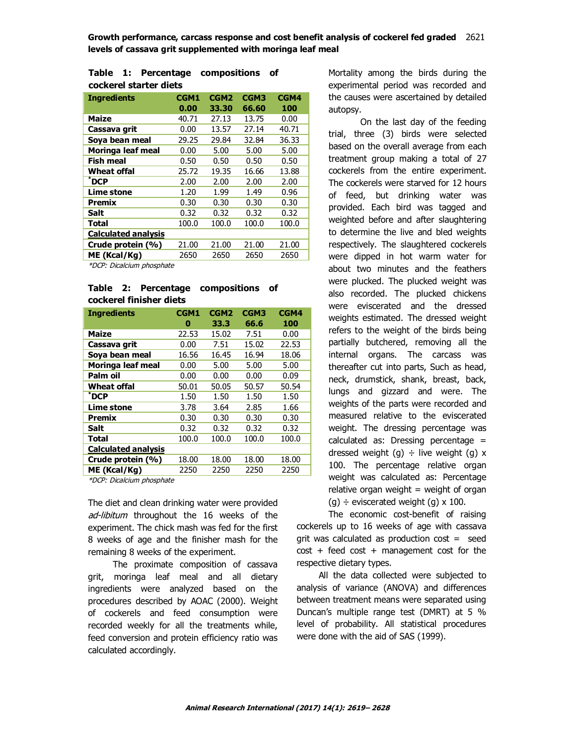**Table 1: Percentage compositions of cockerel starter diets**

| Ingredients | CGM1 0.00 | CGM2 33.30 | CGM3 66.60 | CGM4 100 |
|---|---|---|---|---|
| Maize | 40.71 | 27.13 | 13.75 | 0.00 |
| Cassava grit | 0.00 | 13.57 | 27.14 | 40.71 |
| Soya bean meal | 29.25 | 29.84 | 32.84 | 36.33 |
| Moringa leaf meal | 0.00 | 5.00 | 5.00 | 5.00 |
| Fish meal | 0.50 | 0.50 | 0.50 | 0.50 |
| Wheat offal | 25.72 | 19.35 | 16.66 | 13.88 |
| *DCP | 2.00 | 2.00 | 2.00 | 2.00 |
| Lime stone | 1.20 | 1.99 | 1.49 | 0.96 |
| Premix | 0.30 | 0.30 | 0.30 | 0.30 |
| Salt | 0.32 | 0.32 | 0.32 | 0.32 |
| Total | 100.0 | 100.0 | 100.0 | 100.0 |
| **Calculated analysis** | | | | |
| Crude protein (%) | 21.00 | 21.00 | 21.00 | 21.00 |
| ME (Kcal/Kg) | 2650 | 2650 | 2650 | 2650 |

*DCP: Dicalcium phosphate*

**Table 2: Percentage compositions of cockerel finisher diets**

| Ingredients | CGM1 0 | CGM2 33.3 | CGM3 66.6 | CGM4 100 |
|---|---|---|---|---|
| Maize | 22.53 | 15.02 | 7.51 | 0.00 |
| Cassava grit | 0.00 | 7.51 | 15.02 | 22.53 |
| Soya bean meal | 16.56 | 16.45 | 16.94 | 18.06 |
| Moringa leaf meal | 0.00 | 5.00 | 5.00 | 5.00 |
| Palm oil | 0.00 | 0.00 | 0.00 | 0.09 |
| Wheat offal | 50.01 | 50.05 | 50.57 | 50.54 |
| *DCP | 1.50 | 1.50 | 1.50 | 1.50 |
| Lime stone | 3.78 | 3.64 | 2.85 | 1.66 |
| Premix | 0.30 | 0.30 | 0.30 | 0.30 |
| Salt | 0.32 | 0.32 | 0.32 | 0.32 |
| Total | 100.0 | 100.0 | 100.0 | 100.0 |
| **Calculated analysis** | | | | |
| Crude protein (%) | 18.00 | 18.00 | 18.00 | 18.00 |
| ME (Kcal/Kg) | 2250 | 2250 | 2250 | 2250 |

*DCP: Dicalcium phosphate*

The diet and clean drinking water were provided *ad-libitum* throughout the 16 weeks of the experiment. The chick mash was fed for the first 8 weeks of age and the finisher mash for the remaining 8 weeks of the experiment.

The proximate composition of cassava grit, moringa leaf meal and all dietary ingredients were analyzed based on the procedures described by AOAC (2000). Weight of cockerels and feed consumption were recorded weekly for all the treatments while, feed conversion and protein efficiency ratio was calculated accordingly.

Mortality among the birds during the experimental period was recorded and the causes were ascertained by detailed autopsy.

On the last day of the feeding trial, three (3) birds were selected based on the overall average from each treatment group making a total of 27 cockerels from the entire experiment. The cockerels were starved for 12 hours of feed, but drinking water was provided. Each bird was tagged and weighted before and after slaughtering to determine the live and bled weights respectively. The slaughtered cockerels were dipped in hot warm water for about two minutes and the feathers were plucked. The plucked weight was also recorded. The plucked chickens were eviscerated and the dressed weights estimated. The dressed weight refers to the weight of the birds being partially butchered, removing all the internal organs. The carcass was thereafter cut into parts, Such as head, neck, drumstick, shank, breast, back, lungs and gizzard and were. The weights of the parts were recorded and measured relative to the eviscerated weight. The dressing percentage was calculated as: Dressing percentage = dressed weight (g) ÷ live weight (g) x 100. The percentage relative organ weight was calculated as: Percentage relative organ weight = weight of organ (g) ÷ eviscerated weight (g) x 100.

The economic cost-benefit of raising cockerels up to 16 weeks of age with cassava grit was calculated as production cost = seed cost + feed cost + management cost for the respective dietary types.

All the data collected were subjected to analysis of variance (ANOVA) and differences between treatment means were separated using Duncan's multiple range test (DMRT) at 5 % level of probability. All statistical procedures were done with the aid of SAS (1999).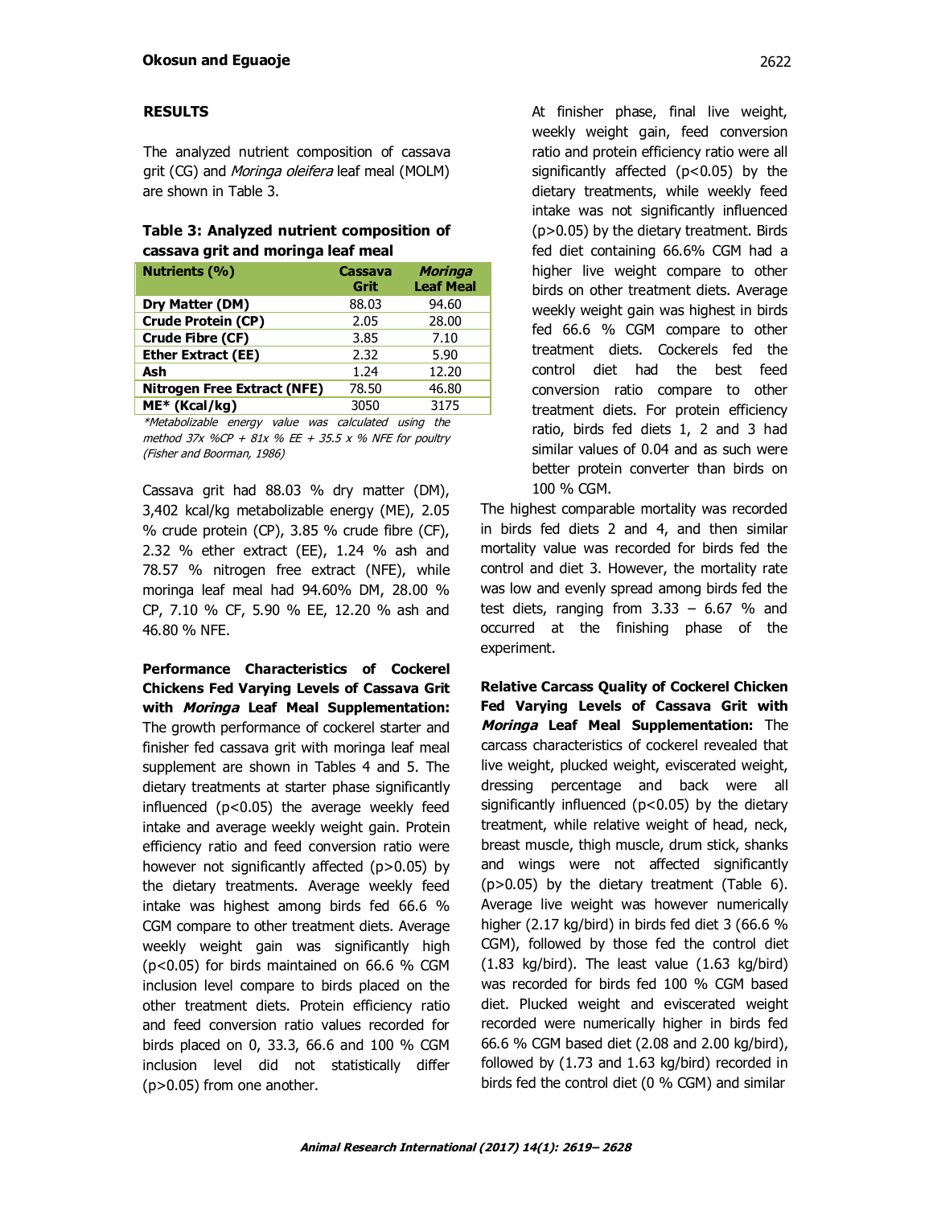## RESULTS

The analyzed nutrient composition of cassava grit (CG) and *Moringa oleifera* leaf meal (MOLM) are shown in Table 3.

**Table 3: Analyzed nutrient composition of cassava grit and moringa leaf meal**

| Nutrients (%) | Cassava Grit | *Moringa* Leaf Meal |
|---|---|---|
| Dry Matter (DM) | 88.03 | 94.60 |
| Crude Protein (CP) | 2.05 | 28.00 |
| Crude Fibre (CF) | 3.85 | 7.10 |
| Ether Extract (EE) | 2.32 | 5.90 |
| Ash | 1.24 | 12.20 |
| Nitrogen Free Extract (NFE) | 78.50 | 46.80 |
| ME* (Kcal/kg) | 3050 | 3175 |

*Metabolizable energy value was calculated using the method 37x %CP + 81x % EE + 35.5 x % NFE for poultry (Fisher and Boorman, 1986)*

Cassava grit had 88.03 % dry matter (DM), 3,402 kcal/kg metabolizable energy (ME), 2.05 % crude protein (CP), 3.85 % crude fibre (CF), 2.32 % ether extract (EE), 1.24 % ash and 78.57 % nitrogen free extract (NFE), while moringa leaf meal had 94.60% DM, 28.00 % CP, 7.10 % CF, 5.90 % EE, 12.20 % ash and 46.80 % NFE.

**Performance Characteristics of Cockerel Chickens Fed Varying Levels of Cassava Grit with *Moringa* Leaf Meal Supplementation:** The growth performance of cockerel starter and finisher fed cassava grit with moringa leaf meal supplement are shown in Tables 4 and 5. The dietary treatments at starter phase significantly influenced ($p<0.05$) the average weekly feed intake and average weekly weight gain. Protein efficiency ratio and feed conversion ratio were however not significantly affected ($p>0.05$) by the dietary treatments. Average weekly feed intake was highest among birds fed 66.6 % CGM compare to other treatment diets. Average weekly weight gain was significantly high ($p<0.05$) for birds maintained on 66.6 % CGM inclusion level compare to birds placed on the other treatment diets. Protein efficiency ratio and feed conversion ratio values recorded for birds placed on 0, 33.3, 66.6 and 100 % CGM inclusion level did not statistically differ ($p>0.05$) from one another.

At finisher phase, final live weight, weekly weight gain, feed conversion ratio and protein efficiency ratio were all significantly affected ($p<0.05$) by the dietary treatments, while weekly feed intake was not significantly influenced ($p>0.05$) by the dietary treatment. Birds fed diet containing 66.6% CGM had a higher live weight compare to other birds on other treatment diets. Average weekly weight gain was highest in birds fed 66.6 % CGM compare to other treatment diets. Cockerels fed the control diet had the best feed conversion ratio compare to other treatment diets. For protein efficiency ratio, birds fed diets 1, 2 and 3 had similar values of 0.04 and as such were better protein converter than birds on 100 % CGM.

The highest comparable mortality was recorded in birds fed diets 2 and 4, and then similar mortality value was recorded for birds fed the control and diet 3. However, the mortality rate was low and evenly spread among birds fed the test diets, ranging from 3.33 – 6.67 % and occurred at the finishing phase of the experiment.

**Relative Carcass Quality of Cockerel Chicken Fed Varying Levels of Cassava Grit with *Moringa* Leaf Meal Supplementation:** The carcass characteristics of cockerel revealed that live weight, plucked weight, eviscerated weight, dressing percentage and back were all significantly influenced ($p<0.05$) by the dietary treatment, while relative weight of head, neck, breast muscle, thigh muscle, drum stick, shanks and wings were not affected significantly ($p>0.05$) by the dietary treatment (Table 6). Average live weight was however numerically higher (2.17 kg/bird) in birds fed diet 3 (66.6 % CGM), followed by those fed the control diet (1.83 kg/bird). The least value (1.63 kg/bird) was recorded for birds fed 100 % CGM based diet. Plucked weight and eviscerated weight recorded were numerically higher in birds fed 66.6 % CGM based diet (2.08 and 2.00 kg/bird), followed by (1.73 and 1.63 kg/bird) recorded in birds fed the control diet (0 % CGM) and similar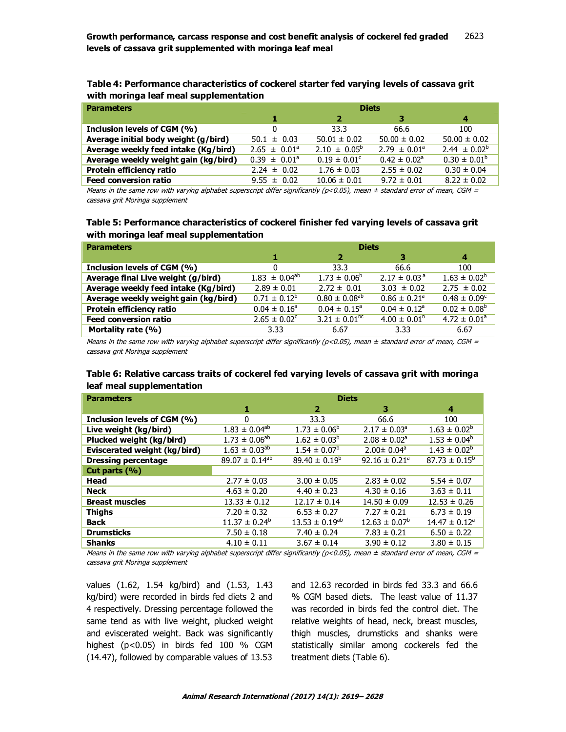**Table 4: Performance characteristics of cockerel starter fed varying levels of cassava grit with moringa leaf meal supplementation**

| Parameters | Diets | | | |
|---|---|---|---|---|
| | 1 | 2 | 3 | 4 |
| Inclusion levels of CGM (%) | 0 | 33.3 | 66.6 | 100 |
| Average initial body weight (g/bird) | 50.1 ± 0.03 | 50.01 ± 0.02 | 50.00 ± 0.02 | 50.00 ± 0.02 |
| Average weekly feed intake (Kg/bird) | 2.65 ± 0.01[a] | 2.10 ± 0.05[b] | 2.79 ± 0.01[a] | 2.44 ± 0.02[b] |
| Average weekly weight gain (kg/bird) | 0.39 ± 0.01[a] | 0.19 ± 0.01[c] | 0.42 ± 0.02[a] | 0.30 ± 0.01[b] |
| Protein efficiency ratio | 2.24 ± 0.02 | 1.76 ± 0.03 | 2.55 ± 0.02 | 0.30 ± 0.04 |
| Feed conversion ratio | 9.55 ± 0.02 | 10.06 ± 0.01 | 9.72 ± 0.01 | 8.22 ± 0.02 |

*Means in the same row with varying alphabet superscript differ significantly (p<0.05), mean ± standard error of mean, CGM = cassava grit Moringa supplement*

**Table 5: Performance characteristics of cockerel finisher fed varying levels of cassava grit with moringa leaf meal supplementation**

| Parameters | Diets | | | |
|---|---|---|---|---|
| | 1 | 2 | 3 | 4 |
| Inclusion levels of CGM (%) | 0 | 33.3 | 66.6 | 100 |
| Average final Live weight (g/bird) | 1.83 ± 0.04[ab] | 1.73 ± 0.06[b] | 2.17 ± 0.03[a] | 1.63 ± 0.02[b] |
| Average weekly feed intake (Kg/bird) | 2.89 ± 0.01 | 2.72 ± 0.01 | 3.03 ± 0.02 | 2.75 ± 0.02 |
| Average weekly weight gain (kg/bird) | 0.71 ± 0.12[b] | 0.80 ± 0.08[ab] | 0.86 ± 0.21[a] | 0.48 ± 0.09[c] |
| Protein efficiency ratio | 0.04 ± 0.16[a] | 0.04 ± 0.15[a] | 0.04 ± 0.12[a] | 0.02 ± 0.08[b] |
| Feed conversion ratio | 2.65 ± 0.02[c] | 3.21 ± 0.01[bc] | 4.00 ± 0.01[b] | 4.72 ± 0.01[a] |
| Mortality rate (%) | 3.33 | 6.67 | 3.33 | 6.67 |

*Means in the same row with varying alphabet superscript differ significantly (p<0.05), mean ± standard error of mean, CGM = cassava grit Moringa supplement*

**Table 6: Relative carcass traits of cockerel fed varying levels of cassava grit with moringa leaf meal supplementation**

| Parameters | Diets | | | |
|---|---|---|---|---|
| | 1 | 2 | 3 | 4 |
| Inclusion levels of CGM (%) | 0 | 33.3 | 66.6 | 100 |
| Live weight (kg/bird) | 1.83 ± 0.04[ab] | 1.73 ± 0.06[b] | 2.17 ± 0.03[a] | 1.63 ± 0.02[b] |
| Plucked weight (kg/bird) | 1.73 ± 0.06[ab] | 1.62 ± 0.03[b] | 2.08 ± 0.02[a] | 1.53 ± 0.04[b] |
| Eviscerated weight (kg/bird) | 1.63 ± 0.03[ab] | 1.54 ± 0.07[b] | 2.00± 0.04[a] | 1.43 ± 0.02[b] |
| Dressing percentage | 89.07 ± 0.14[ab] | 89.40 ± 0.19[b] | 92.16 ± 0.21[a] | 87.73 ± 0.15[b] |
| **Cut parts (%)** | | | | |
| Head | 2.77 ± 0.03 | 3.00 ± 0.05 | 2.83 ± 0.02 | 5.54 ± 0.07 |
| Neck | 4.63 ± 0.20 | 4.40 ± 0.23 | 4.30 ± 0.16 | 3.63 ± 0.11 |
| Breast muscles | 13.33 ± 0.12 | 12.17 ± 0.14 | 14.50 ± 0.09 | 12.53 ± 0.26 |
| Thighs | 7.20 ± 0.32 | 6.53 ± 0.27 | 7.27 ± 0.21 | 6.73 ± 0.19 |
| Back | 11.37 ± 0.24[b] | 13.53 ± 0.19[ab] | 12.63 ± 0.07[b] | 14.47 ± 0.12[a] |
| Drumsticks | 7.50 ± 0.18 | 7.40 ± 0.24 | 7.83 ± 0.21 | 6.50 ± 0.22 |
| Shanks | 4.10 ± 0.11 | 3.67 ± 0.14 | 3.90 ± 0.12 | 3.80 ± 0.15 |

*Means in the same row with varying alphabet superscript differ significantly (p<0.05), mean ± standard error of mean, CGM = cassava grit Moringa supplement*

values (1.62, 1.54 kg/bird) and (1.53, 1.43 kg/bird) were recorded in birds fed diets 2 and 4 respectively. Dressing percentage followed the same tend as with live weight, plucked weight and eviscerated weight. Back was significantly highest (p<0.05) in birds fed 100 % CGM (14.47), followed by comparable values of 13.53 and 12.63 recorded in birds fed 33.3 and 66.6 % CGM based diets. The least value of 11.37 was recorded in birds fed the control diet. The relative weights of head, neck, breast muscles, thigh muscles, drumsticks and shanks were statistically similar among cockerels fed the treatment diets (Table 6).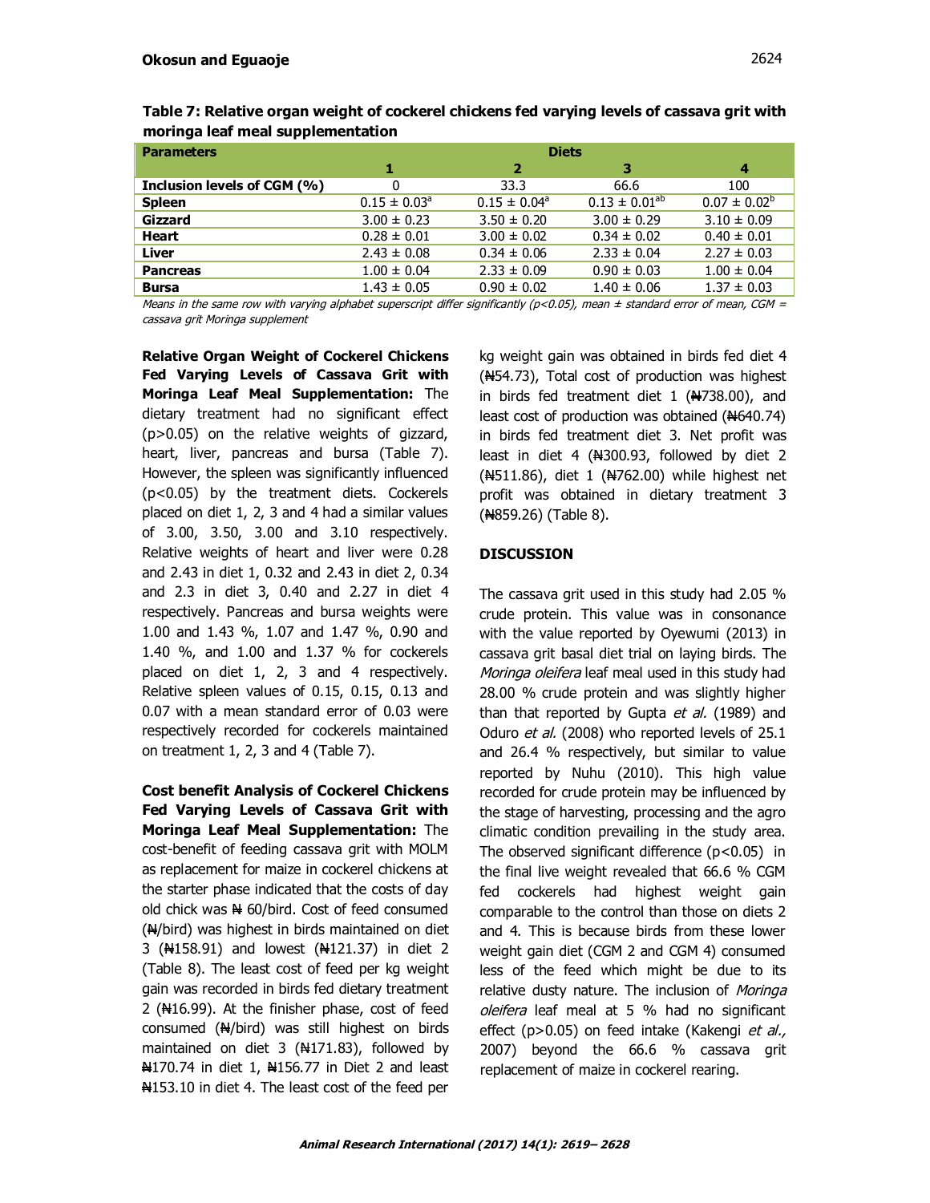**Table 7: Relative organ weight of cockerel chickens fed varying levels of cassava grit with moringa leaf meal supplementation**

| Parameters | Diets | | | |
|---|---|---|---|---|
| | 1 | 2 | 3 | 4 |
| Inclusion levels of CGM (%) | 0 | 33.3 | 66.6 | 100 |
| Spleen | 0.15 ± 0.03[a] | 0.15 ± 0.04[a] | 0.13 ± 0.01[ab] | 0.07 ± 0.02[b] |
| Gizzard | 3.00 ± 0.23 | 3.50 ± 0.20 | 3.00 ± 0.29 | 3.10 ± 0.09 |
| Heart | 0.28 ± 0.01 | 3.00 ± 0.02 | 0.34 ± 0.02 | 0.40 ± 0.01 |
| Liver | 2.43 ± 0.08 | 0.34 ± 0.06 | 2.33 ± 0.04 | 2.27 ± 0.03 |
| Pancreas | 1.00 ± 0.04 | 2.33 ± 0.09 | 0.90 ± 0.03 | 1.00 ± 0.04 |
| Bursa | 1.43 ± 0.05 | 0.90 ± 0.02 | 1.40 ± 0.06 | 1.37 ± 0.03 |

*Means in the same row with varying alphabet superscript differ significantly (p<0.05), mean ± standard error of mean, CGM = cassava grit Moringa supplement*

**Relative Organ Weight of Cockerel Chickens Fed Varying Levels of Cassava Grit with Moringa Leaf Meal Supplementation:** The dietary treatment had no significant effect (p>0.05) on the relative weights of gizzard, heart, liver, pancreas and bursa (Table 7). However, the spleen was significantly influenced (p<0.05) by the treatment diets. Cockerels placed on diet 1, 2, 3 and 4 had a similar values of 3.00, 3.50, 3.00 and 3.10 respectively. Relative weights of heart and liver were 0.28 and 2.43 in diet 1, 0.32 and 2.43 in diet 2, 0.34 and 2.3 in diet 3, 0.40 and 2.27 in diet 4 respectively. Pancreas and bursa weights were 1.00 and 1.43 %, 1.07 and 1.47 %, 0.90 and 1.40 %, and 1.00 and 1.37 % for cockerels placed on diet 1, 2, 3 and 4 respectively. Relative spleen values of 0.15, 0.15, 0.13 and 0.07 with a mean standard error of 0.03 were respectively recorded for cockerels maintained on treatment 1, 2, 3 and 4 (Table 7).

**Cost benefit Analysis of Cockerel Chickens Fed Varying Levels of Cassava Grit with Moringa Leaf Meal Supplementation:** The cost-benefit of feeding cassava grit with MOLM as replacement for maize in cockerel chickens at the starter phase indicated that the costs of day old chick was ₦ 60/bird. Cost of feed consumed (₦/bird) was highest in birds maintained on diet 3 (₦158.91) and lowest (₦121.37) in diet 2 (Table 8). The least cost of feed per kg weight gain was recorded in birds fed dietary treatment 2 (₦16.99). At the finisher phase, cost of feed consumed (₦/bird) was still highest on birds maintained on diet 3 (₦171.83), followed by ₦170.74 in diet 1, ₦156.77 in Diet 2 and least ₦153.10 in diet 4. The least cost of the feed per kg weight gain was obtained in birds fed diet 4 (₦54.73), Total cost of production was highest in birds fed treatment diet 1 (₦738.00), and least cost of production was obtained (₦640.74) in birds fed treatment diet 3. Net profit was least in diet 4 (₦300.93, followed by diet 2 (₦511.86), diet 1 (₦762.00) while highest net profit was obtained in dietary treatment 3 (₦859.26) (Table 8).

## DISCUSSION

The cassava grit used in this study had 2.05 % crude protein. This value was in consonance with the value reported by Oyewumi (2013) in cassava grit basal diet trial on laying birds. The *Moringa oleifera* leaf meal used in this study had 28.00 % crude protein and was slightly higher than that reported by Gupta *et al.* (1989) and Oduro *et al.* (2008) who reported levels of 25.1 and 26.4 % respectively, but similar to value reported by Nuhu (2010). This high value recorded for crude protein may be influenced by the stage of harvesting, processing and the agro climatic condition prevailing in the study area. The observed significant difference (p<0.05) in the final live weight revealed that 66.6 % CGM fed cockerels had highest weight gain comparable to the control than those on diets 2 and 4. This is because birds from these lower weight gain diet (CGM 2 and CGM 4) consumed less of the feed which might be due to its relative dusty nature. The inclusion of *Moringa oleifera* leaf meal at 5 % had no significant effect (p>0.05) on feed intake (Kakengi *et al.,* 2007) beyond the 66.6 % cassava grit replacement of maize in cockerel rearing.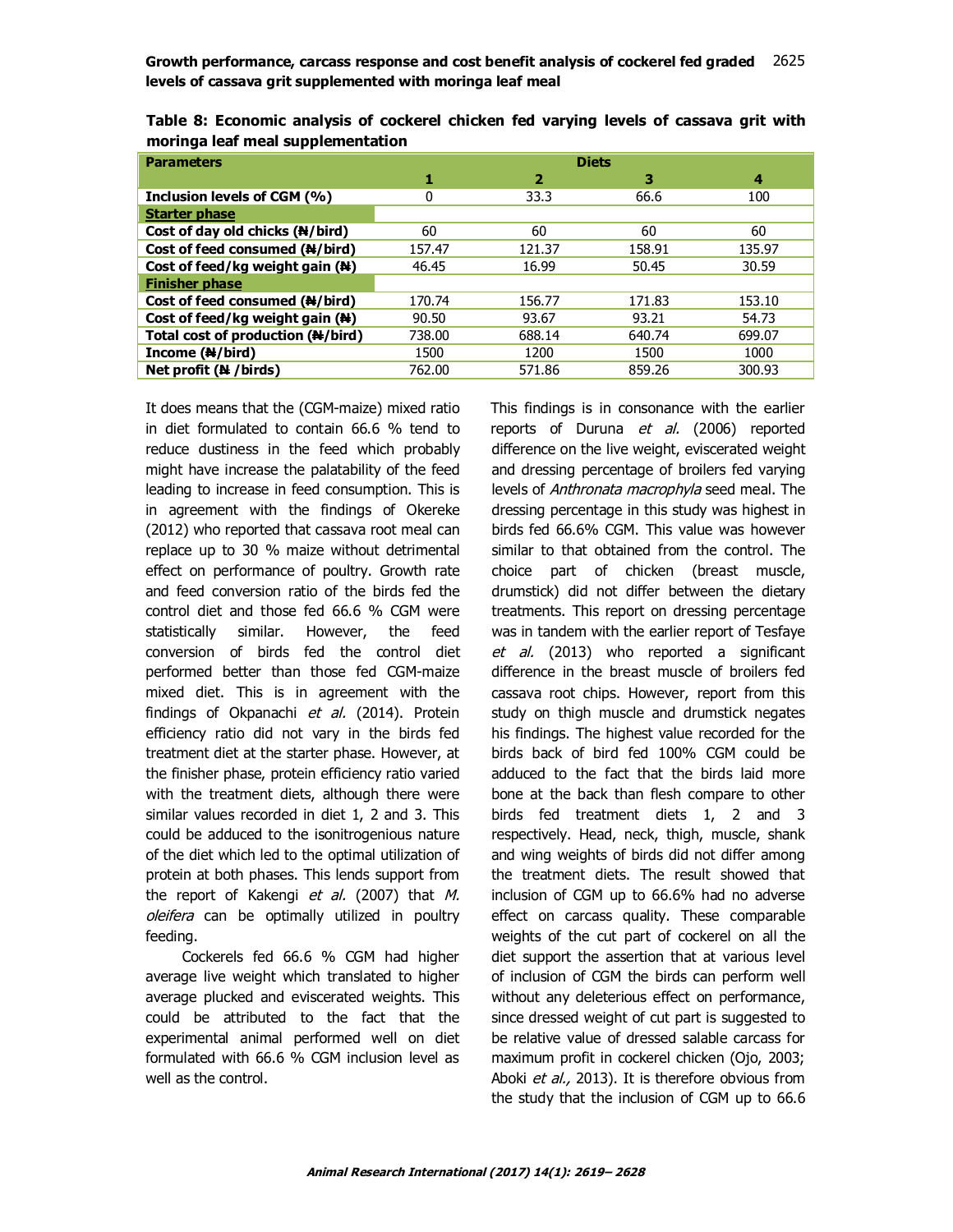**Table 8: Economic analysis of cockerel chicken fed varying levels of cassava grit with moringa leaf meal supplementation**

| Parameters | Diets | | | |
|---|---|---|---|---|
| | 1 | 2 | 3 | 4 |
| Inclusion levels of CGM (%) | 0 | 33.3 | 66.6 | 100 |
| Starter phase | | | | |
| Cost of day old chicks (₦/bird) | 60 | 60 | 60 | 60 |
| Cost of feed consumed (₦/bird) | 157.47 | 121.37 | 158.91 | 135.97 |
| Cost of feed/kg weight gain (₦) | 46.45 | 16.99 | 50.45 | 30.59 |
| Finisher phase | | | | |
| Cost of feed consumed (₦/bird) | 170.74 | 156.77 | 171.83 | 153.10 |
| Cost of feed/kg weight gain (₦) | 90.50 | 93.67 | 93.21 | 54.73 |
| Total cost of production (₦/bird) | 738.00 | 688.14 | 640.74 | 699.07 |
| Income (₦/bird) | 1500 | 1200 | 1500 | 1000 |
| Net profit (₦ /birds) | 762.00 | 571.86 | 859.26 | 300.93 |

It does means that the (CGM-maize) mixed ratio in diet formulated to contain 66.6 % tend to reduce dustiness in the feed which probably might have increase the palatability of the feed leading to increase in feed consumption. This is in agreement with the findings of Okereke (2012) who reported that cassava root meal can replace up to 30 % maize without detrimental effect on performance of poultry. Growth rate and feed conversion ratio of the birds fed the control diet and those fed 66.6 % CGM were statistically similar. However, the feed conversion of birds fed the control diet performed better than those fed CGM-maize mixed diet. This is in agreement with the findings of Okpanachi *et al.* (2014). Protein efficiency ratio did not vary in the birds fed treatment diet at the starter phase. However, at the finisher phase, protein efficiency ratio varied with the treatment diets, although there were similar values recorded in diet 1, 2 and 3. This could be adduced to the isonitrogenious nature of the diet which led to the optimal utilization of protein at both phases. This lends support from the report of Kakengi *et al.* (2007) that *M. oleifera* can be optimally utilized in poultry feeding.

Cockerels fed 66.6 % CGM had higher average live weight which translated to higher average plucked and eviscerated weights. This could be attributed to the fact that the experimental animal performed well on diet formulated with 66.6 % CGM inclusion level as well as the control.

This findings is in consonance with the earlier reports of Duruna *et al.* (2006) reported difference on the live weight, eviscerated weight and dressing percentage of broilers fed varying levels of *Anthronata macrophyla* seed meal. The dressing percentage in this study was highest in birds fed 66.6% CGM. This value was however similar to that obtained from the control. The choice part of chicken (breast muscle, drumstick) did not differ between the dietary treatments. This report on dressing percentage was in tandem with the earlier report of Tesfaye *et al.* (2013) who reported a significant difference in the breast muscle of broilers fed cassava root chips. However, report from this study on thigh muscle and drumstick negates his findings. The highest value recorded for the birds back of bird fed 100% CGM could be adduced to the fact that the birds laid more bone at the back than flesh compare to other birds fed treatment diets 1, 2 and 3 respectively. Head, neck, thigh, muscle, shank and wing weights of birds did not differ among the treatment diets. The result showed that inclusion of CGM up to 66.6% had no adverse effect on carcass quality. These comparable weights of the cut part of cockerel on all the diet support the assertion that at various level of inclusion of CGM the birds can perform well without any deleterious effect on performance, since dressed weight of cut part is suggested to be relative value of dressed salable carcass for maximum profit in cockerel chicken (Ojo, 2003; Aboki *et al.,* 2013). It is therefore obvious from the study that the inclusion of CGM up to 66.6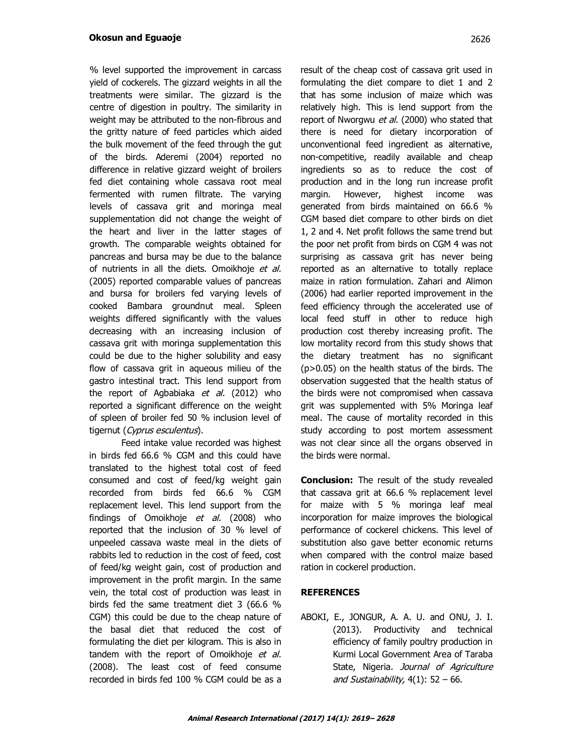% level supported the improvement in carcass yield of cockerels. The gizzard weights in all the treatments were similar. The gizzard is the centre of digestion in poultry. The similarity in weight may be attributed to the non-fibrous and the gritty nature of feed particles which aided the bulk movement of the feed through the gut of the birds. Aderemi (2004) reported no difference in relative gizzard weight of broilers fed diet containing whole cassava root meal fermented with rumen filtrate. The varying levels of cassava grit and moringa meal supplementation did not change the weight of the heart and liver in the latter stages of growth. The comparable weights obtained for pancreas and bursa may be due to the balance of nutrients in all the diets. Omoikhoje *et al.* (2005) reported comparable values of pancreas and bursa for broilers fed varying levels of cooked Bambara groundnut meal. Spleen weights differed significantly with the values decreasing with an increasing inclusion of cassava grit with moringa supplementation this could be due to the higher solubility and easy flow of cassava grit in aqueous milieu of the gastro intestinal tract. This lend support from the report of Agbabiaka *et al.* (2012) who reported a significant difference on the weight of spleen of broiler fed 50 % inclusion level of tigernut (*Cyprus esculentus*).

Feed intake value recorded was highest in birds fed 66.6 % CGM and this could have translated to the highest total cost of feed consumed and cost of feed/kg weight gain recorded from birds fed 66.6 % CGM replacement level. This lend support from the findings of Omoikhoje *et al.* (2008) who reported that the inclusion of 30 % level of unpeeled cassava waste meal in the diets of rabbits led to reduction in the cost of feed, cost of feed/kg weight gain, cost of production and improvement in the profit margin. In the same vein, the total cost of production was least in birds fed the same treatment diet 3 (66.6 % CGM) this could be due to the cheap nature of the basal diet that reduced the cost of formulating the diet per kilogram. This is also in tandem with the report of Omoikhoje *et al.* (2008). The least cost of feed consume recorded in birds fed 100 % CGM could be as a result of the cheap cost of cassava grit used in formulating the diet compare to diet 1 and 2 that has some inclusion of maize which was relatively high. This is lend support from the report of Nworgwu *et al.* (2000) who stated that there is need for dietary incorporation of unconventional feed ingredient as alternative, non-competitive, readily available and cheap ingredients so as to reduce the cost of production and in the long run increase profit margin. However, highest income was generated from birds maintained on 66.6 % CGM based diet compare to other birds on diet 1, 2 and 4. Net profit follows the same trend but the poor net profit from birds on CGM 4 was not surprising as cassava grit has never being reported as an alternative to totally replace maize in ration formulation. Zahari and Alimon (2006) had earlier reported improvement in the feed efficiency through the accelerated use of local feed stuff in other to reduce high production cost thereby increasing profit. The low mortality record from this study shows that the dietary treatment has no significant ($p>0.05$) on the health status of the birds. The observation suggested that the health status of the birds were not compromised when cassava grit was supplemented with 5% Moringa leaf meal. The cause of mortality recorded in this study according to post mortem assessment was not clear since all the organs observed in the birds were normal.

**Conclusion:** The result of the study revealed that cassava grit at 66.6 % replacement level for maize with 5 % moringa leaf meal incorporation for maize improves the biological performance of cockerel chickens. This level of substitution also gave better economic returns when compared with the control maize based ration in cockerel production.

## REFERENCES

ABOKI, E., JONGUR, A. A. U. and ONU, J. I. (2013). Productivity and technical efficiency of family poultry production in Kurmi Local Government Area of Taraba State, Nigeria. *Journal of Agriculture and Sustainability,* 4(1): 52 – 66.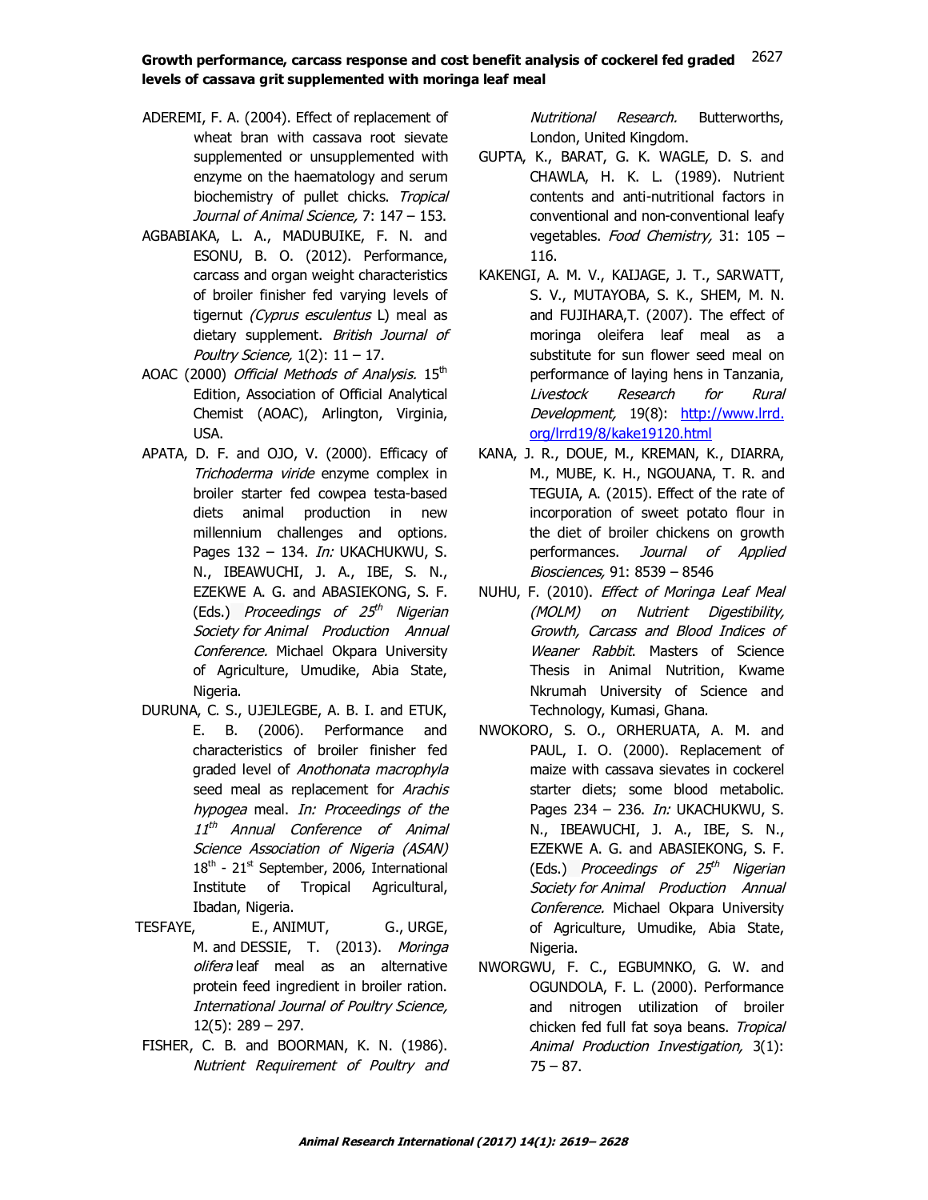ADEREMI, F. A. (2004). Effect of replacement of wheat bran with cassava root sievate supplemented or unsupplemented with enzyme on the haematology and serum biochemistry of pullet chicks. *Tropical Journal of Animal Science,* 7: 147 – 153.

AGBABIAKA, L. A., MADUBUIKE, F. N. and ESONU, B. O. (2012). Performance, carcass and organ weight characteristics of broiler finisher fed varying levels of tigernut *(Cyprus esculentus* L) meal as dietary supplement. *British Journal of Poultry Science,* 1(2): 11 – 17.

AOAC (2000) *Official Methods of Analysis.* 15th Edition, Association of Official Analytical Chemist (AOAC), Arlington, Virginia, USA.

APATA, D. F. and OJO, V. (2000). Efficacy of *Trichoderma viride* enzyme complex in broiler starter fed cowpea testa-based diets animal production in new millennium challenges and options. Pages 132 – 134. *In:* UKACHUKWU, S. N., IBEAWUCHI, J. A., IBE, S. N., EZEKWE A. G. and ABASIEKONG, S. F. (Eds.) *Proceedings of 25th Nigerian Society for Animal Production Annual Conference.* Michael Okpara University of Agriculture, Umudike, Abia State, Nigeria.

DURUNA, C. S., UJEJLEGBE, A. B. I. and ETUK, E. B. (2006). Performance and characteristics of broiler finisher fed graded level of *Anothonata macrophyla* seed meal as replacement for *Arachis hypogea* meal. *In: Proceedings of the 11th Annual Conference of Animal Science Association of Nigeria (ASAN)* 18th - 21st September, 2006, International Institute of Tropical Agricultural, Ibadan, Nigeria.

TESFAYE, E., ANIMUT, G., URGE, M. and DESSIE, T. (2013). *Moringa olifera* leaf meal as an alternative protein feed ingredient in broiler ration. *International Journal of Poultry Science,* 12(5): 289 – 297.

FISHER, C. B. and BOORMAN, K. N. (1986). *Nutrient Requirement of Poultry and Nutritional Research.* Butterworths, London, United Kingdom.

GUPTA, K., BARAT, G. K. WAGLE, D. S. and CHAWLA, H. K. L. (1989). Nutrient contents and anti-nutritional factors in conventional and non-conventional leafy vegetables. *Food Chemistry,* 31: 105 – 116.

KAKENGI, A. M. V., KAIJAGE, J. T., SARWATT, S. V., MUTAYOBA, S. K., SHEM, M. N. and FUJIHARA,T. (2007). The effect of moringa oleifera leaf meal as a substitute for sun flower seed meal on performance of laying hens in Tanzania, *Livestock Research for Rural Development,* 19(8): http://www.lrrd.org/lrrd19/8/kake19120.html

KANA, J. R., DOUE, M., KREMAN, K., DIARRA, M., MUBE, K. H., NGOUANA, T. R. and TEGUIA, A. (2015). Effect of the rate of incorporation of sweet potato flour in the diet of broiler chickens on growth performances. *Journal of Applied Biosciences,* 91: 8539 – 8546

NUHU, F. (2010). *Effect of Moringa Leaf Meal (MOLM) on Nutrient Digestibility, Growth, Carcass and Blood Indices of Weaner Rabbit.* Masters of Science Thesis in Animal Nutrition, Kwame Nkrumah University of Science and Technology, Kumasi, Ghana.

NWOKORO, S. O., ORHERUATA, A. M. and PAUL, I. O. (2000). Replacement of maize with cassava sievates in cockerel starter diets; some blood metabolic. Pages 234 – 236. *In:* UKACHUKWU, S. N., IBEAWUCHI, J. A., IBE, S. N., EZEKWE A. G. and ABASIEKONG, S. F. (Eds.) *Proceedings of 25th Nigerian Society for Animal Production Annual Conference.* Michael Okpara University of Agriculture, Umudike, Abia State, Nigeria.

NWORGWU, F. C., EGBUMNKO, G. W. and OGUNDOLA, F. L. (2000). Performance and nitrogen utilization of broiler chicken fed full fat soya beans. *Tropical Animal Production Investigation,* 3(1): 75 – 87.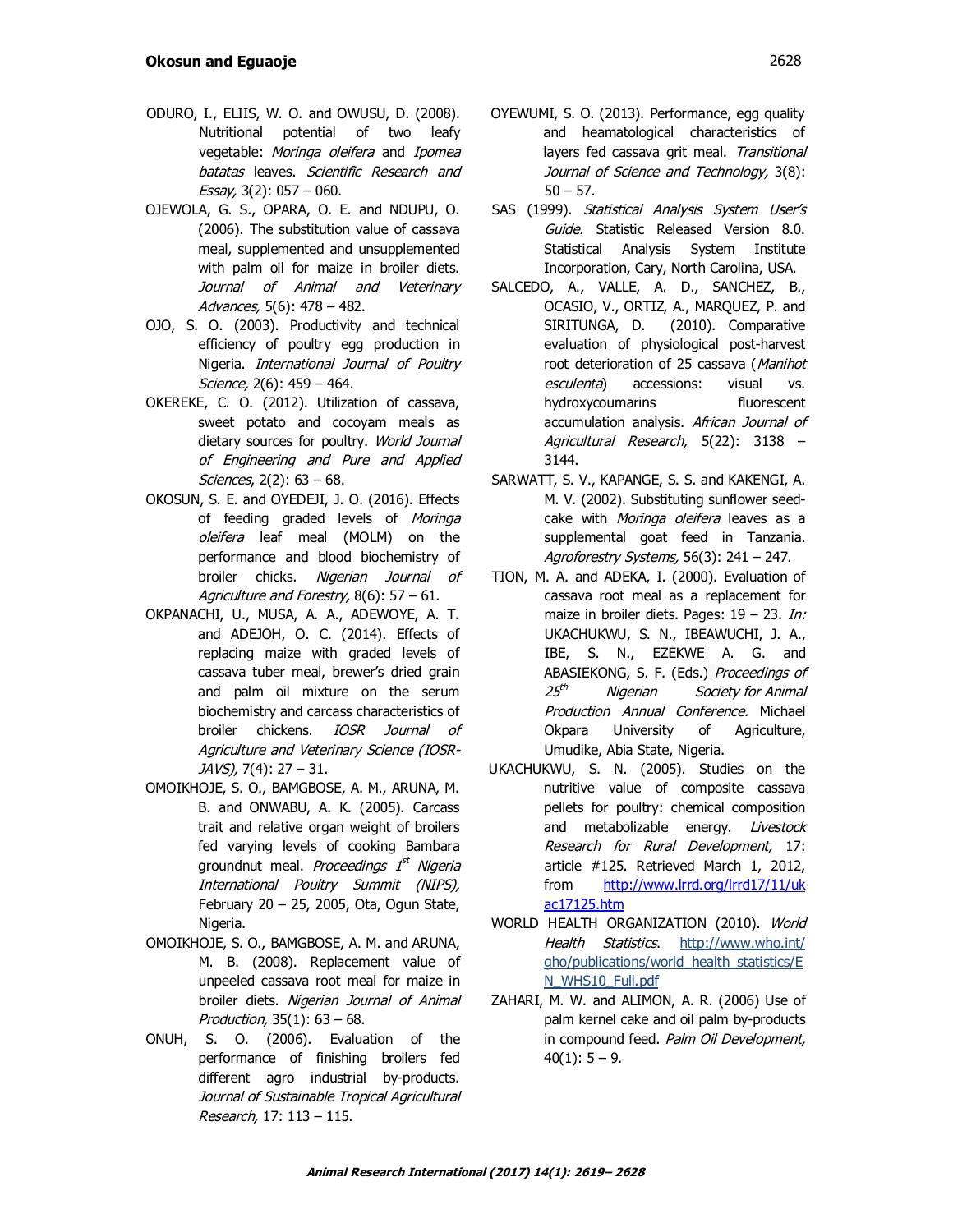ODURO, I., ELIIS, W. O. and OWUSU, D. (2008). Nutritional potential of two leafy vegetable: *Moringa oleifera* and *Ipomea batatas* leaves. *Scientific Research and Essay,* 3(2): 057 – 060.

OJEWOLA, G. S., OPARA, O. E. and NDUPU, O. (2006). The substitution value of cassava meal, supplemented and unsupplemented with palm oil for maize in broiler diets. *Journal of Animal and Veterinary Advances,* 5(6): 478 – 482.

OJO, S. O. (2003). Productivity and technical efficiency of poultry egg production in Nigeria. *International Journal of Poultry Science,* 2(6): 459 – 464.

OKEREKE, C. O. (2012). Utilization of cassava, sweet potato and cocoyam meals as dietary sources for poultry. *World Journal of Engineering and Pure and Applied Sciences*, 2(2): 63 – 68.

OKOSUN, S. E. and OYEDEJI, J. O. (2016). Effects of feeding graded levels of *Moringa oleifera* leaf meal (MOLM) on the performance and blood biochemistry of broiler chicks. *Nigerian Journal of Agriculture and Forestry,* 8(6): 57 – 61.

OKPANACHI, U., MUSA, A. A., ADEWOYE, A. T. and ADEJOH, O. C. (2014). Effects of replacing maize with graded levels of cassava tuber meal, brewer's dried grain and palm oil mixture on the serum biochemistry and carcass characteristics of broiler chickens. *IOSR Journal of Agriculture and Veterinary Science (IOSR-JAVS),* 7(4): 27 – 31.

OMOIKHOJE, S. O., BAMGBOSE, A. M., ARUNA, M. B. and ONWABU, A. K. (2005). Carcass trait and relative organ weight of broilers fed varying levels of cooking Bambara groundnut meal. *Proceedings 1st Nigeria International Poultry Summit (NIPS),* February 20 – 25, 2005, Ota, Ogun State, Nigeria.

OMOIKHOJE, S. O., BAMGBOSE, A. M. and ARUNA, M. B. (2008). Replacement value of unpeeled cassava root meal for maize in broiler diets. *Nigerian Journal of Animal Production,* 35(1): 63 – 68.

ONUH, S. O. (2006). Evaluation of the performance of finishing broilers fed different agro industrial by-products. *Journal of Sustainable Tropical Agricultural Research,* 17: 113 – 115.

OYEWUMI, S. O. (2013). Performance, egg quality and heamatological characteristics of layers fed cassava grit meal. *Transitional Journal of Science and Technology,* 3(8): 50 – 57.

SAS (1999). *Statistical Analysis System User's Guide.* Statistic Released Version 8.0. Statistical Analysis System Institute Incorporation, Cary, North Carolina, USA.

SALCEDO, A., VALLE, A. D., SANCHEZ, B., OCASIO, V., ORTIZ, A., MARQUEZ, P. and SIRITUNGA, D. (2010). Comparative evaluation of physiological post-harvest root deterioration of 25 cassava (*Manihot esculenta*) accessions: visual vs. hydroxycoumarins fluorescent accumulation analysis. *African Journal of Agricultural Research,* 5(22): 3138 – 3144.

SARWATT, S. V., KAPANGE, S. S. and KAKENGI, A. M. V. (2002). Substituting sunflower seed-cake with *Moringa oleifera* leaves as a supplemental goat feed in Tanzania. *Agroforestry Systems,* 56(3): 241 – 247.

TION, M. A. and ADEKA, I. (2000). Evaluation of cassava root meal as a replacement for maize in broiler diets. Pages: 19 – 23. *In:* UKACHUKWU, S. N., IBEAWUCHI, J. A., IBE, S. N., EZEKWE A. G. and ABASIEKONG, S. F. (Eds.) *Proceedings of 25th Nigerian Society for Animal Production Annual Conference.* Michael Okpara University of Agriculture, Umudike, Abia State, Nigeria.

UKACHUKWU, S. N. (2005). Studies on the nutritive value of composite cassava pellets for poultry: chemical composition and metabolizable energy. *Livestock Research for Rural Development,* 17: article #125. Retrieved March 1, 2012, from http://www.lrrd.org/lrrd17/11/ukac17125.htm

WORLD HEALTH ORGANIZATION (2010). *World Health Statistics*. http://www.who.int/gho/publications/world_health_statistics/EN_WHS10_Full.pdf

ZAHARI, M. W. and ALIMON, A. R. (2006) Use of palm kernel cake and oil palm by-products in compound feed. *Palm Oil Development,* 40(1): 5 – 9.